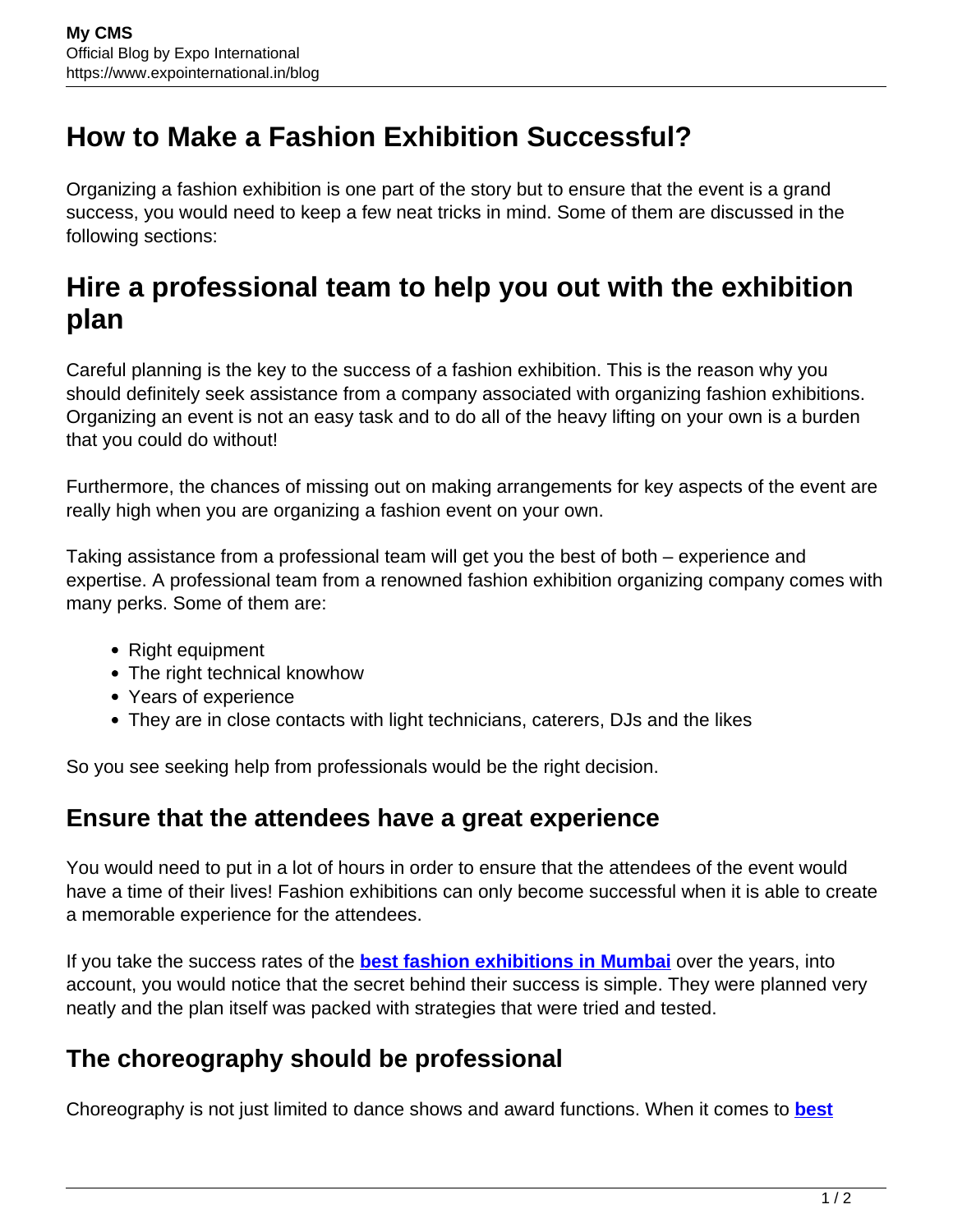# How to Make a Fashion Exhibition Successful?

Organizing a fashion exhibition is one part of the story but to ensure that the event is a grand success, you would need to keep a few neat tricks in mind. Some of them are discussed in the following sections:

# Hire a professional team to help you out with the exhibition plan

Careful planning is the key to the success of a fashion exhibition. This is the reason why you should definitely seek assistance from a company associated with organizing fashion exhibitions. Organizing an event is not an easy task and to do all of the heavy lifting on your own is a burden that you could do without!

Furthermore, the chances of missing out on making arrangements for key aspects of the event are really high when you are organizing a fashion event on your own.

Taking assistance from a professional team will get you the best of both – experience and expertise. A professional team from a renowned fashion exhibition organizing company comes with many perks. Some of them are:

- Right equipment
- The right technical knowhow
- Years of experience
- They are in close contacts with light technicians, caterers, DJs and the likes

So you see seeking help from professionals would be the right decision.

## Ensure that the attendees have a great experience

You would need to put in a lot of hours in order to ensure that the attendees of the event would have a time of their lives! Fashion exhibitions can only become successful when it is able to create a memorable experience for the attendees.

If you take the success rates of the **best fashion exhibitions in Mumbai** over the years, into account, you would notice that the secret behind their success is simple. They were planned very neatly and the plan itself was packed with strategies that were tried and tested.

## The choreography should be professional

Choreography is not just limited to dance shows and award functions. When it comes to **best**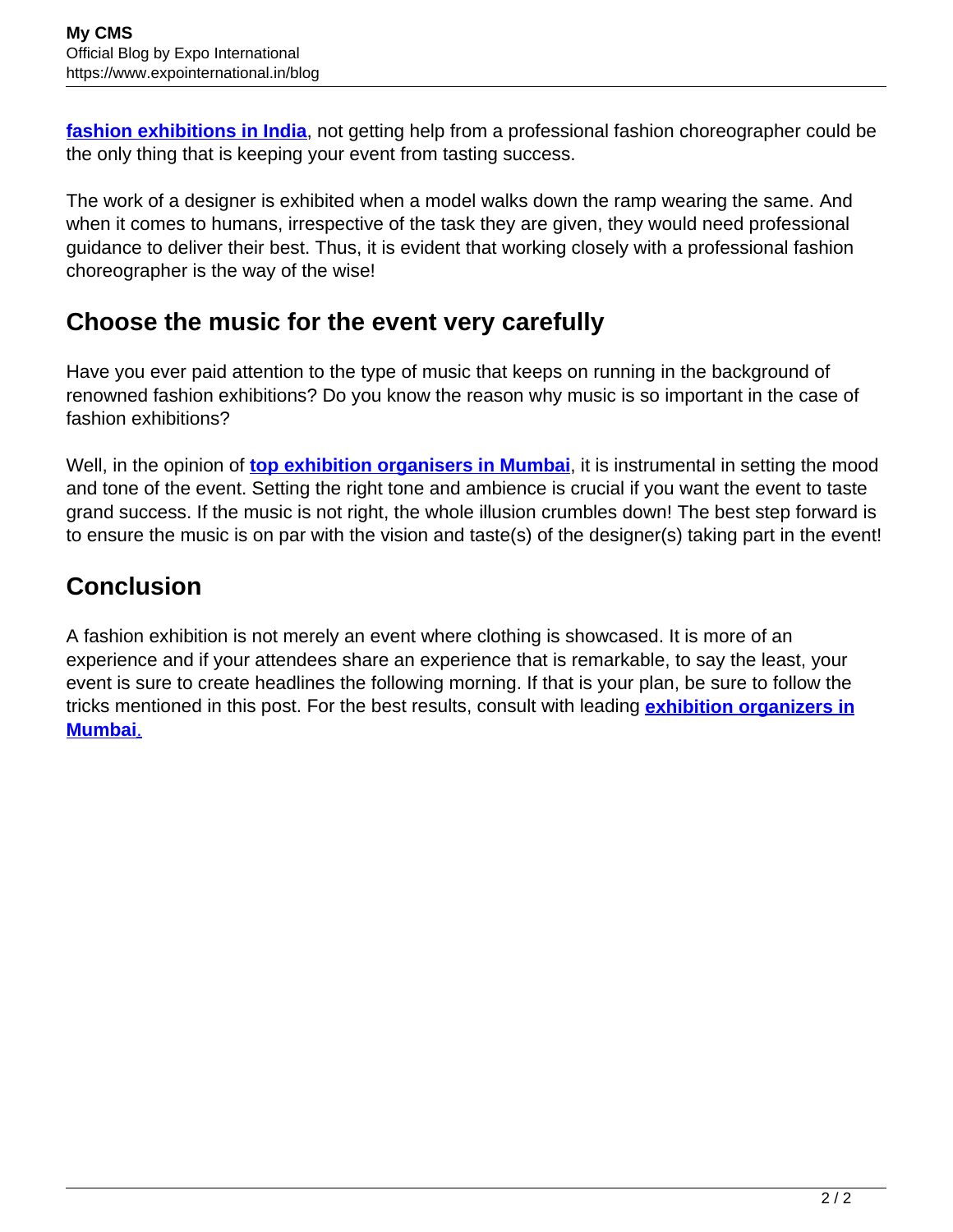**fashion exhibitions in India**, not getting help from a professional fashion choreographer could be the only thing that is keeping your event from tasting success.

The work of a designer is exhibited when a model walks down the ramp wearing the same. And when it comes to humans, irrespective of the task they are given, they would need professional guidance to deliver their best. Thus, it is evident that working closely with a professional fashion choreographer is the way of the wise!

## Choose the music for the event very carefully

Have you ever paid attention to the type of music that keeps on running in the background of renowned fashion exhibitions? Do you know the reason why music is so important in the case of fashion exhibitions?

Well, in the opinion of **top exhibition organisers in Mumbai**, it is instrumental in setting the mood and tone of the event. Setting the right tone and ambience is crucial if you want the event to taste grand success. If the music is not right, the whole illusion crumbles down! The best step forward is to ensure the music is on par with the vision and taste(s) of the designer(s) taking part in the event!

## Conclusion

A fashion exhibition is not merely an event where clothing is showcased. It is more of an experience and if your attendees share an experience that is remarkable, to say the least, your event is sure to create headlines the following morning. If that is your plan, be sure to follow the tricks mentioned in this post. For the best results, consult with leading **exhibition organizers in Mumbai.**